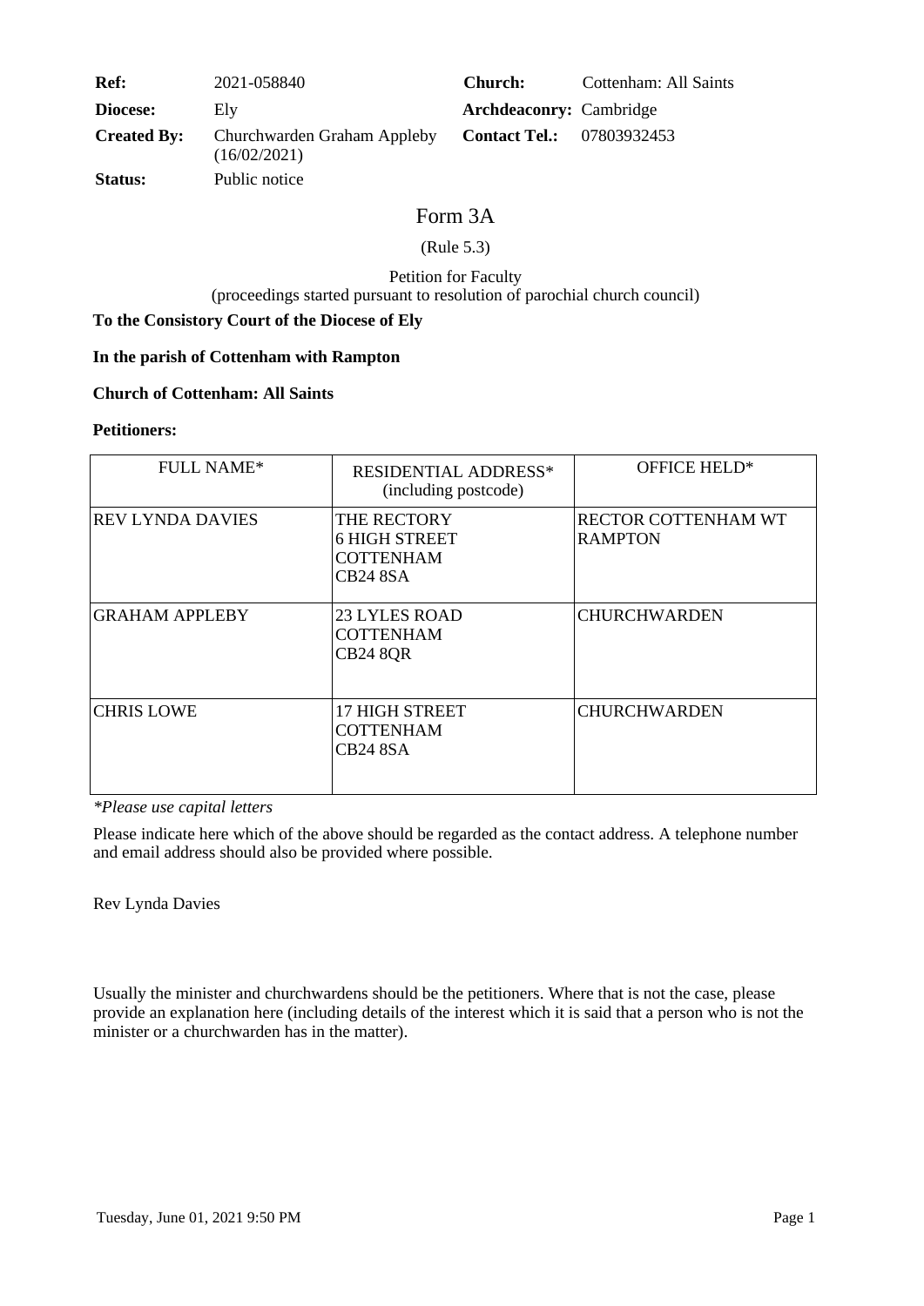| | | | |
|---|---|---|---|
| **Ref:** | 2021-058840 | **Church:** | Cottenham: All Saints |
| **Diocese:** | Ely | **Archdeaconry:** | Cambridge |
| **Created By:** | Churchwarden Graham Appleby (16/02/2021) | **Contact Tel.:** | 07803932453 |
| **Status:** | Public notice | | |

# Form 3A

(Rule 5.3)

Petition for Faculty
(proceedings started pursuant to resolution of parochial church council)

**To the Consistory Court of the Diocese of Ely**

**In the parish of Cottenham with Rampton**

**Church of Cottenham: All Saints**

**Petitioners:**

| FULL NAME* | RESIDENTIAL ADDRESS* (including postcode) | OFFICE HELD* |
|---|---|---|
| REV LYNDA DAVIES | THE RECTORY<br>6 HIGH STREET<br>COTTENHAM<br>CB24 8SA | RECTOR COTTENHAM WT RAMPTON |
| GRAHAM APPLEBY | 23 LYLES ROAD<br>COTTENHAM<br>CB24 8QR | CHURCHWARDEN |
| CHRIS LOWE | 17 HIGH STREET<br>COTTENHAM<br>CB24 8SA | CHURCHWARDEN |

*\*Please use capital letters*

Please indicate here which of the above should be regarded as the contact address. A telephone number and email address should also be provided where possible.

Rev Lynda Davies

Usually the minister and churchwardens should be the petitioners. Where that is not the case, please provide an explanation here (including details of the interest which it is said that a person who is not the minister or a churchwarden has in the matter).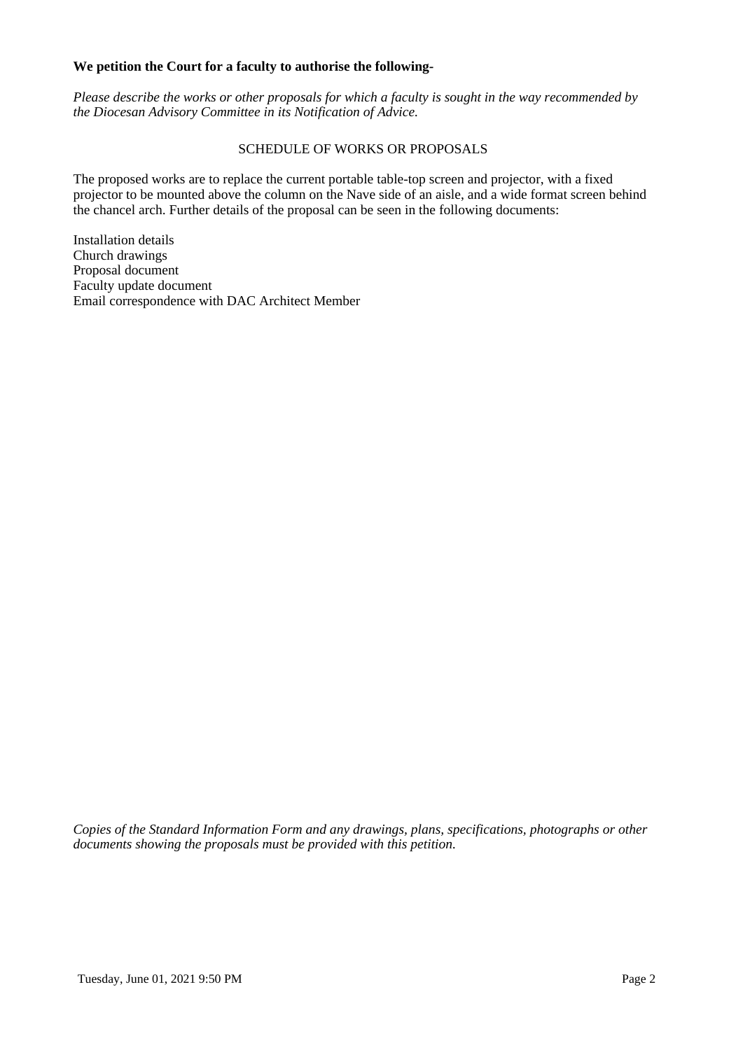**We petition the Court for a faculty to authorise the following-**

*Please describe the works or other proposals for which a faculty is sought in the way recommended by the Diocesan Advisory Committee in its Notification of Advice.*

SCHEDULE OF WORKS OR PROPOSALS

The proposed works are to replace the current portable table-top screen and projector, with a fixed projector to be mounted above the column on the Nave side of an aisle, and a wide format screen behind the chancel arch. Further details of the proposal can be seen in the following documents:

Installation details
Church drawings
Proposal document
Faculty update document
Email correspondence with DAC Architect Member

*Copies of the Standard Information Form and any drawings, plans, specifications, photographs or other documents showing the proposals must be provided with this petition.*

Tuesday, June 01, 2021 9:50 PM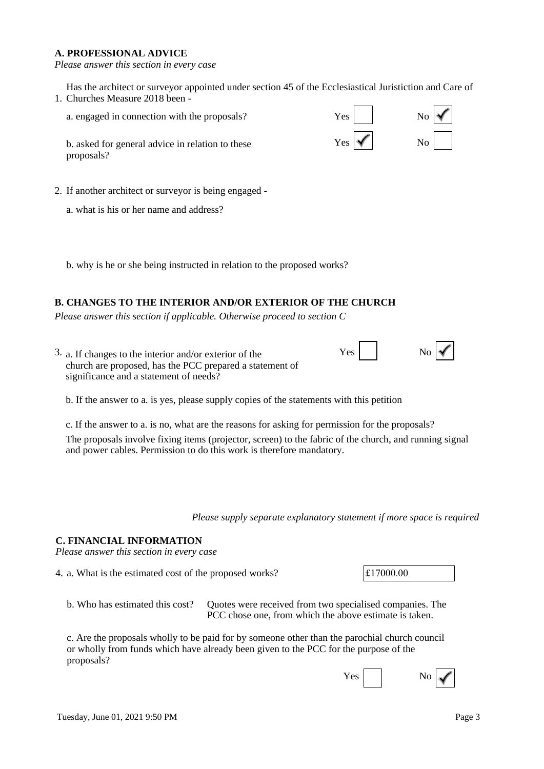**A. PROFESSIONAL ADVICE**

*Please answer this section in every case*

1. Has the architect or surveyor appointed under section 45 of the Ecclesiastical Juristiction and Care of Churches Measure 2018 been -

   a. engaged in connection with the proposals? Yes ☐ No ☑

   b. asked for general advice in relation to these proposals? Yes ☑ No ☐

2. If another architect or surveyor is being engaged -

   a. what is his or her name and address?

   b. why is he or she being instructed in relation to the proposed works?

**B. CHANGES TO THE INTERIOR AND/OR EXTERIOR OF THE CHURCH**

*Please answer this section if applicable. Otherwise proceed to section C*

3. a. If changes to the interior and/or exterior of the church are proposed, has the PCC prepared a statement of significance and a statement of needs? Yes ☐ No ☑

   b. If the answer to a. is yes, please supply copies of the statements with this petition

   c. If the answer to a. is no, what are the reasons for asking for permission for the proposals?

   The proposals involve fixing items (projector, screen) to the fabric of the church, and running signal and power cables. Permission to do this work is therefore mandatory.

*Please supply separate explanatory statement if more space is required*

**C. FINANCIAL INFORMATION**

*Please answer this section in every case*

4. a. What is the estimated cost of the proposed works? £17000.00

   b. Who has estimated this cost? Quotes were received from two specialised companies. The PCC chose one, from which the above estimate is taken.

   c. Are the proposals wholly to be paid for by someone other than the parochial church council or wholly from funds which have already been given to the PCC for the purpose of the proposals? Yes ☐ No ☑

Tuesday, June 01, 2021 9:50 PM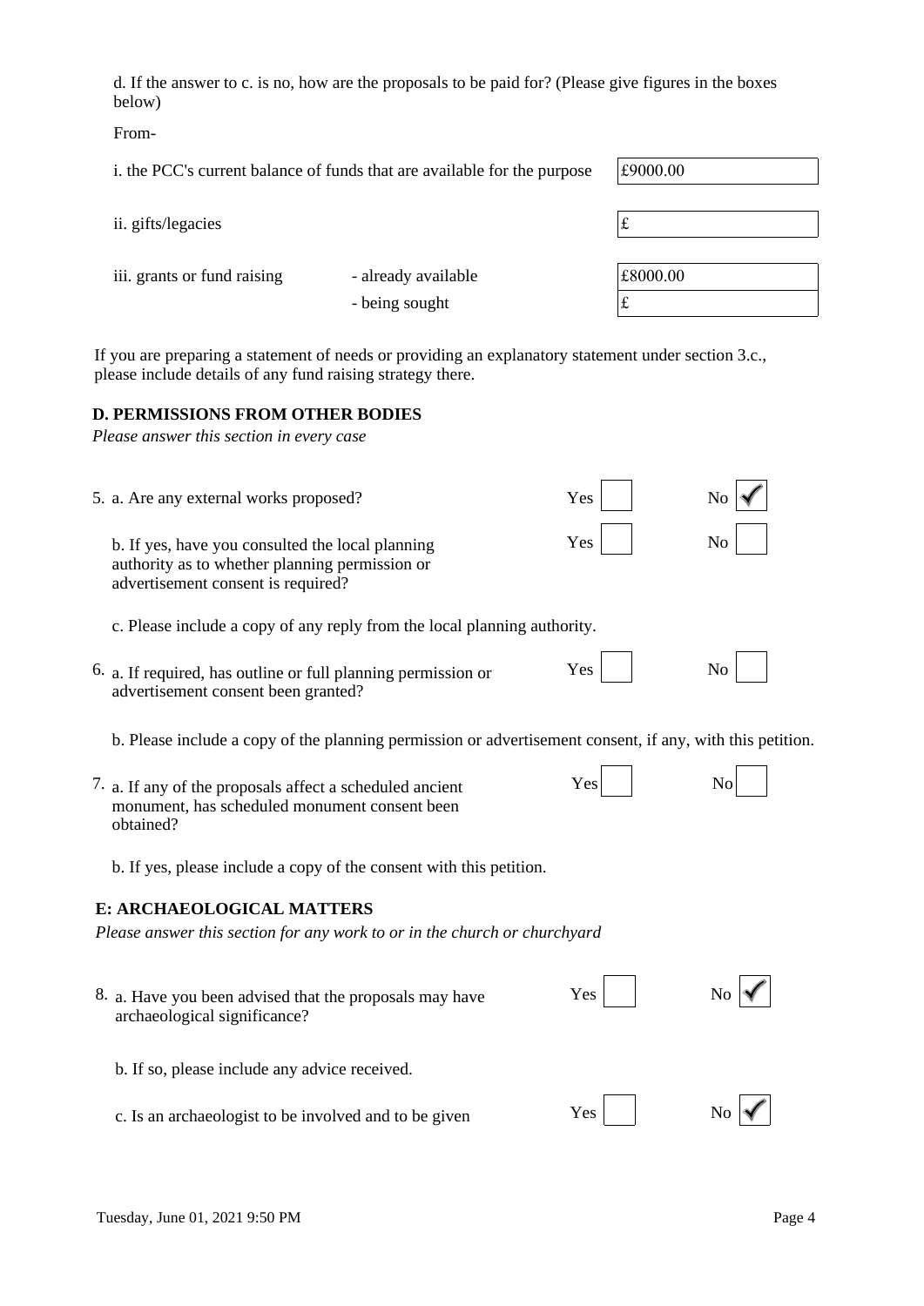d. If the answer to c. is no, how are the proposals to be paid for? (Please give figures in the boxes below)

From-

| | | |
|---|---|---|
| i. the PCC's current balance of funds that are available for the purpose | | £9000.00 |
| ii. gifts/legacies | | £ |
| iii. grants or fund raising | - already available | £8000.00 |
| | - being sought | £ |

If you are preparing a statement of needs or providing an explanatory statement under section 3.c., please include details of any fund raising strategy there.

### D. PERMISSIONS FROM OTHER BODIES

*Please answer this section in every case*

5. a. Are any external works proposed? Yes ☐ No ☑

   b. If yes, have you consulted the local planning authority as to whether planning permission or advertisement consent is required? Yes ☐ No ☐

   c. Please include a copy of any reply from the local planning authority.

6. a. If required, has outline or full planning permission or advertisement consent been granted? Yes ☐ No ☐

   b. Please include a copy of the planning permission or advertisement consent, if any, with this petition.

7. a. If any of the proposals affect a scheduled ancient monument, has scheduled monument consent been obtained? Yes ☐ No ☐

   b. If yes, please include a copy of the consent with this petition.

### E: ARCHAEOLOGICAL MATTERS

*Please answer this section for any work to or in the church or churchyard*

8. a. Have you been advised that the proposals may have archaeological significance? Yes ☐ No ☑

   b. If so, please include any advice received.

   c. Is an archaeologist to be involved and to be given Yes ☐ No ☑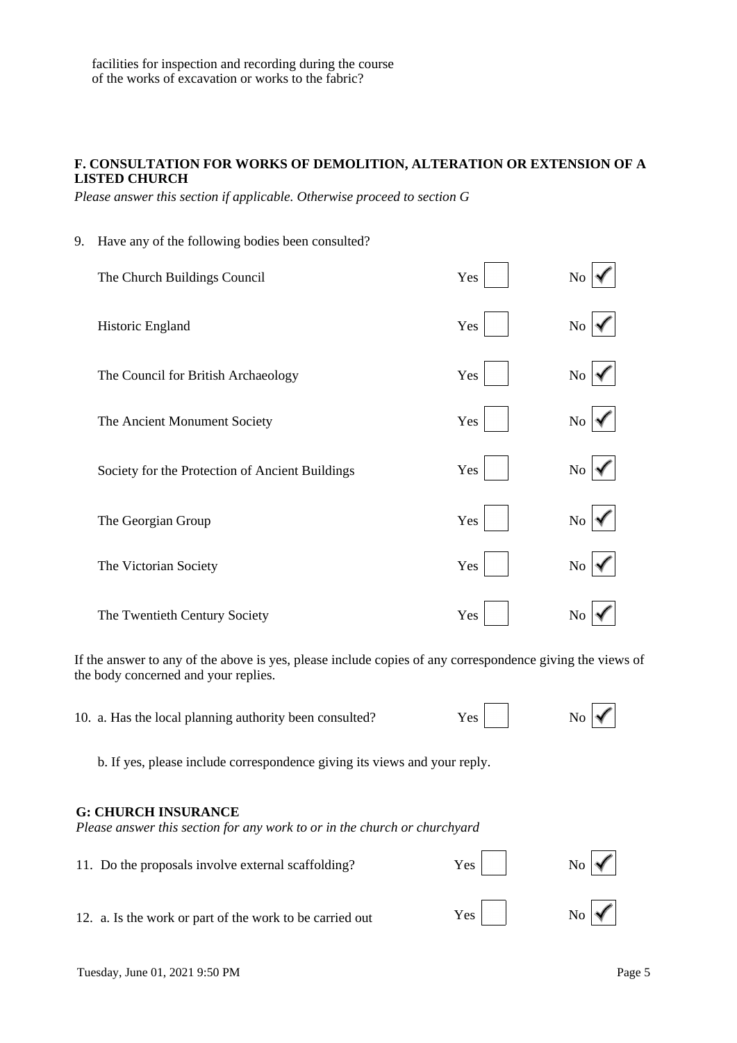facilities for inspection and recording during the course of the works of excavation or works to the fabric?

**F. CONSULTATION FOR WORKS OF DEMOLITION, ALTERATION OR EXTENSION OF A LISTED CHURCH**

*Please answer this section if applicable. Otherwise proceed to section G*

9. Have any of the following bodies been consulted?

| Body | Yes | No |
|---|---|---|
| The Church Buildings Council | ☐ | ☑ |
| Historic England | ☐ | ☑ |
| The Council for British Archaeology | ☐ | ☑ |
| The Ancient Monument Society | ☐ | ☑ |
| Society for the Protection of Ancient Buildings | ☐ | ☑ |
| The Georgian Group | ☐ | ☑ |
| The Victorian Society | ☐ | ☑ |
| The Twentieth Century Society | ☐ | ☑ |

If the answer to any of the above is yes, please include copies of any correspondence giving the views of the body concerned and your replies.

10. a. Has the local planning authority been consulted? Yes ☐ No ☑

b. If yes, please include correspondence giving its views and your reply.

**G: CHURCH INSURANCE**

*Please answer this section for any work to or in the church or churchyard*

11. Do the proposals involve external scaffolding? Yes ☐ No ☑

12. a. Is the work or part of the work to be carried out Yes ☐ No ☑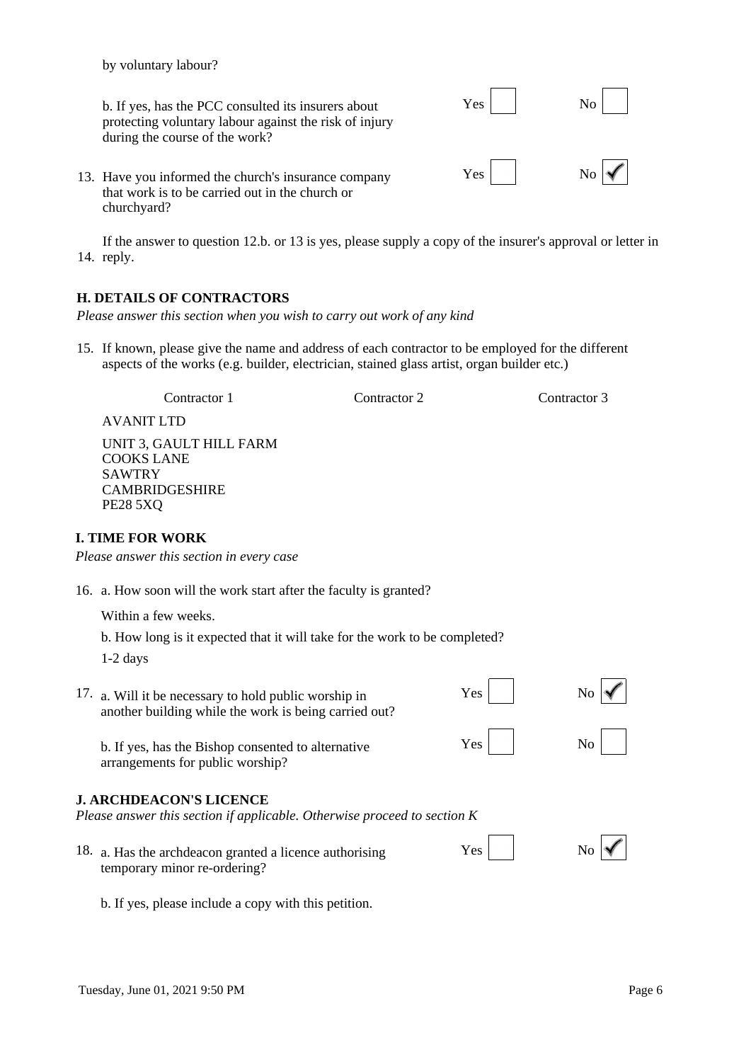by voluntary labour?

b. If yes, has the PCC consulted its insurers about protecting voluntary labour against the risk of injury during the course of the work? Yes ☐ No ☐

13. Have you informed the church's insurance company that work is to be carried out in the church or churchyard? Yes ☐ No ☑

14. If the answer to question 12.b. or 13 is yes, please supply a copy of the insurer's approval or letter in reply.

## H. DETAILS OF CONTRACTORS

*Please answer this section when you wish to carry out work of any kind*

15. If known, please give the name and address of each contractor to be employed for the different aspects of the works (e.g. builder, electrician, stained glass artist, organ builder etc.)

| Contractor 1 | Contractor 2 | Contractor 3 |
|---|---|---|
| AVANIT LTD<br>UNIT 3, GAULT HILL FARM<br>COOKS LANE<br>SAWTRY<br>CAMBRIDGESHIRE<br>PE28 5XQ | | |

## I. TIME FOR WORK

*Please answer this section in every case*

16. a. How soon will the work start after the faculty is granted?

Within a few weeks.

b. How long is it expected that it will take for the work to be completed?

1-2 days

17. a. Will it be necessary to hold public worship in another building while the work is being carried out? Yes ☐ No ☑

b. If yes, has the Bishop consented to alternative arrangements for public worship? Yes ☐ No ☐

## J. ARCHDEACON'S LICENCE

*Please answer this section if applicable. Otherwise proceed to section K*

18. a. Has the archdeacon granted a licence authorising temporary minor re-ordering? Yes ☐ No ☑

b. If yes, please include a copy with this petition.

Tuesday, June 01, 2021 9:50 PM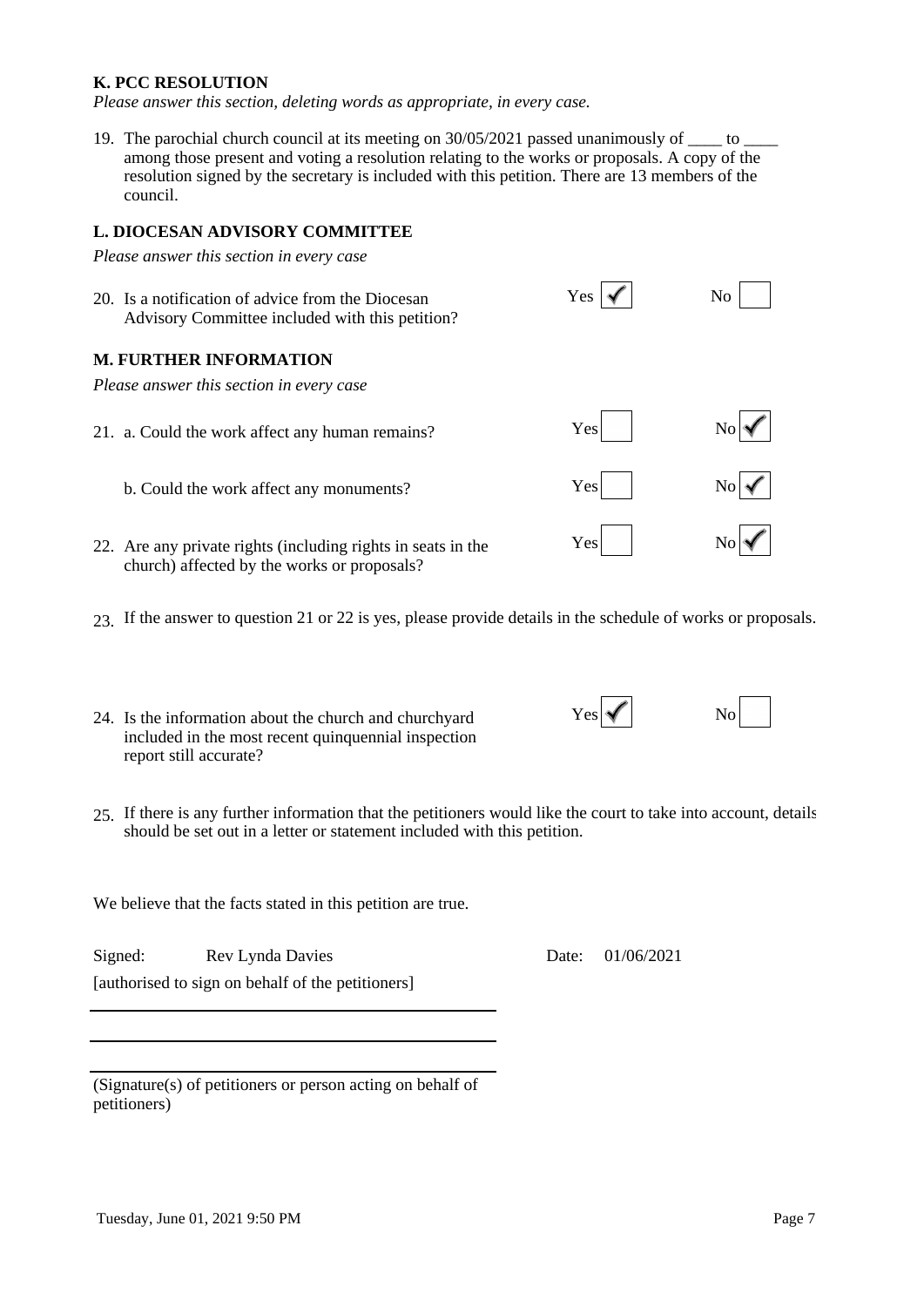**K. PCC RESOLUTION**

*Please answer this section, deleting words as appropriate, in every case.*

19. The parochial church council at its meeting on 30/05/2021 passed unanimously of ____ to ____ among those present and voting a resolution relating to the works or proposals. A copy of the resolution signed by the secretary is included with this petition. There are 13 members of the council.

**L. DIOCESAN ADVISORY COMMITTEE**

*Please answer this section in every case*

20. Is a notification of advice from the Diocesan Advisory Committee included with this petition? Yes ☑ No ☐

**M. FURTHER INFORMATION**

*Please answer this section in every case*

21. a. Could the work affect any human remains? Yes ☐ No ☑

    b. Could the work affect any monuments? Yes ☐ No ☑

22. Are any private rights (including rights in seats in the church) affected by the works or proposals? Yes ☐ No ☑

23. If the answer to question 21 or 22 is yes, please provide details in the schedule of works or proposals.

24. Is the information about the church and churchyard included in the most recent quinquennial inspection report still accurate? Yes ☑ No ☐

25. If there is any further information that the petitioners would like the court to take into account, details should be set out in a letter or statement included with this petition.

We believe that the facts stated in this petition are true.

Signed: Rev Lynda Davies    Date: 01/06/2021

[authorised to sign on behalf of the petitioners]

(Signature(s) of petitioners or person acting on behalf of petitioners)

Tuesday, June 01, 2021 9:50 PM